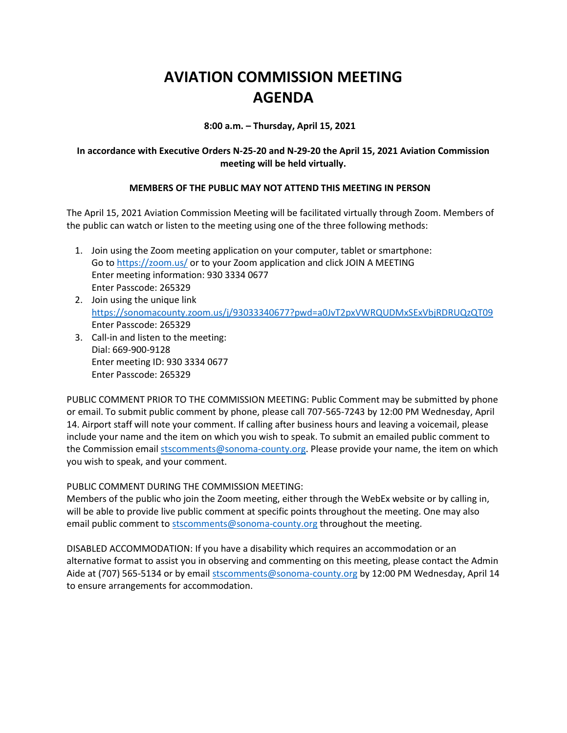# AVIATION COMMISSION MEETING AGENDA

**8:00 a.m. – Thursday, April 15, 2021**

**In accordance with Executive Orders N-25-20 and N-29-20 the April 15, 2021 Aviation Commission meeting will be held virtually.**

**MEMBERS OF THE PUBLIC MAY NOT ATTEND THIS MEETING IN PERSON**

The April 15, 2021 Aviation Commission Meeting will be facilitated virtually through Zoom. Members of the public can watch or listen to the meeting using one of the three following methods:

1. Join using the Zoom meeting application on your computer, tablet or smartphone:
   Go to https://zoom.us/ or to your Zoom application and click JOIN A MEETING
   Enter meeting information: 930 3334 0677
   Enter Passcode: 265329
2. Join using the unique link
   https://sonomacounty.zoom.us/j/93033340677?pwd=a0JvT2pxVWRQUDMxSExVbjRDRUQzQT09
   Enter Passcode: 265329
3. Call-in and listen to the meeting:
   Dial: 669-900-9128
   Enter meeting ID: 930 3334 0677
   Enter Passcode: 265329

PUBLIC COMMENT PRIOR TO THE COMMISSION MEETING: Public Comment may be submitted by phone or email. To submit public comment by phone, please call 707-565-7243 by 12:00 PM Wednesday, April 14. Airport staff will note your comment. If calling after business hours and leaving a voicemail, please include your name and the item on which you wish to speak. To submit an emailed public comment to the Commission email stscomments@sonoma-county.org. Please provide your name, the item on which you wish to speak, and your comment.

PUBLIC COMMENT DURING THE COMMISSION MEETING:
Members of the public who join the Zoom meeting, either through the WebEx website or by calling in, will be able to provide live public comment at specific points throughout the meeting. One may also email public comment to stscomments@sonoma-county.org throughout the meeting.

DISABLED ACCOMMODATION: If you have a disability which requires an accommodation or an alternative format to assist you in observing and commenting on this meeting, please contact the Admin Aide at (707) 565-5134 or by email stscomments@sonoma-county.org by 12:00 PM Wednesday, April 14 to ensure arrangements for accommodation.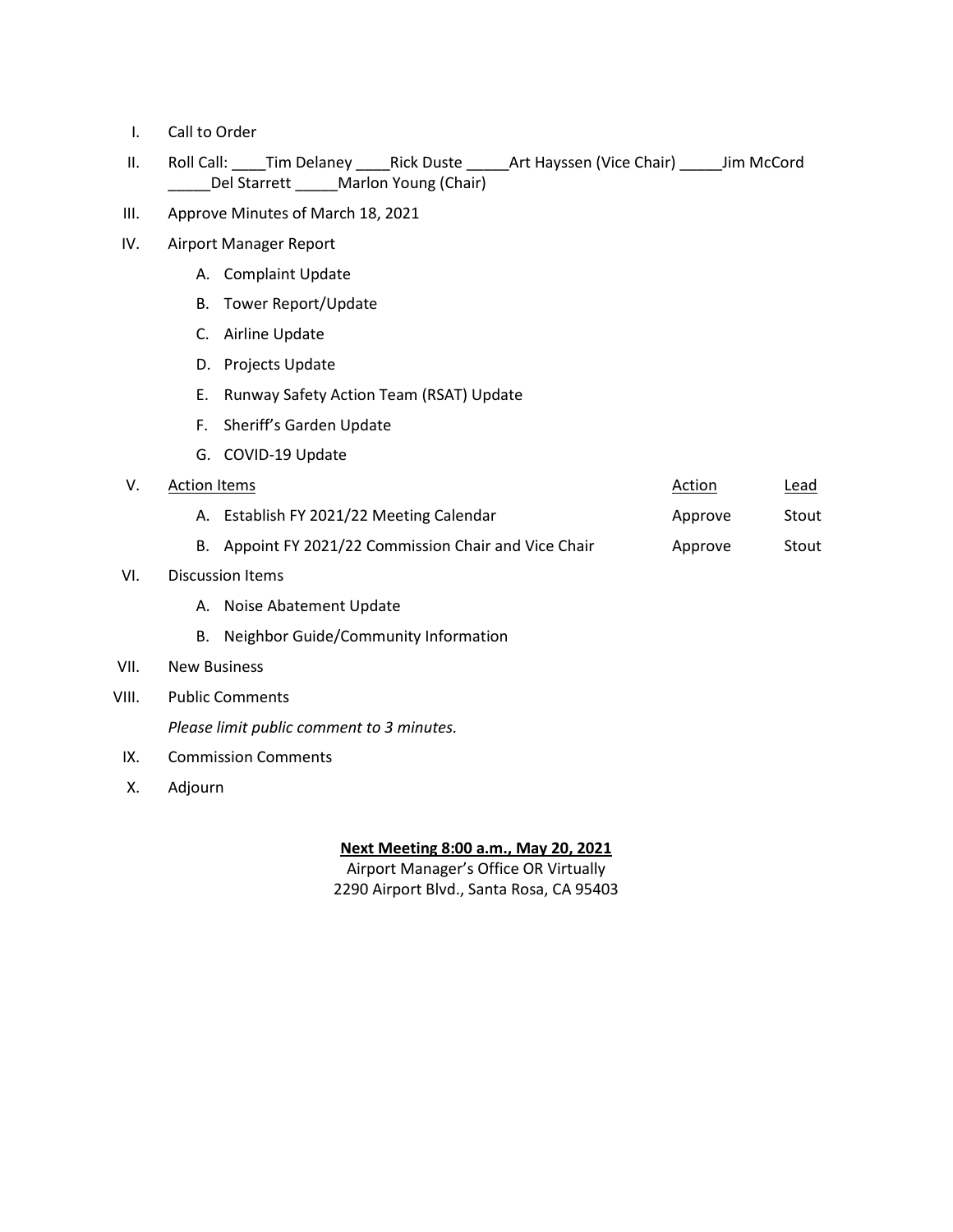I. Call to Order

II. Roll Call: ____Tim Delaney ____Rick Duste _____Art Hayssen (Vice Chair) _____Jim McCord _____Del Starrett _____Marlon Young (Chair)

III. Approve Minutes of March 18, 2021

IV. Airport Manager Report

A. Complaint Update

B. Tower Report/Update

C. Airline Update

D. Projects Update

E. Runway Safety Action Team (RSAT) Update

F. Sheriff's Garden Update

G. COVID-19 Update

V. Action Items

| Action Items | Action | Lead |
|---|---|---|
| A. Establish FY 2021/22 Meeting Calendar | Approve | Stout |
| B. Appoint FY 2021/22 Commission Chair and Vice Chair | Approve | Stout |

VI. Discussion Items

A. Noise Abatement Update

B. Neighbor Guide/Community Information

VII. New Business

VIII. Public Comments

*Please limit public comment to 3 minutes.*

IX. Commission Comments

X. Adjourn

**Next Meeting 8:00 a.m., May 20, 2021**

Airport Manager's Office OR Virtually

2290 Airport Blvd., Santa Rosa, CA 95403